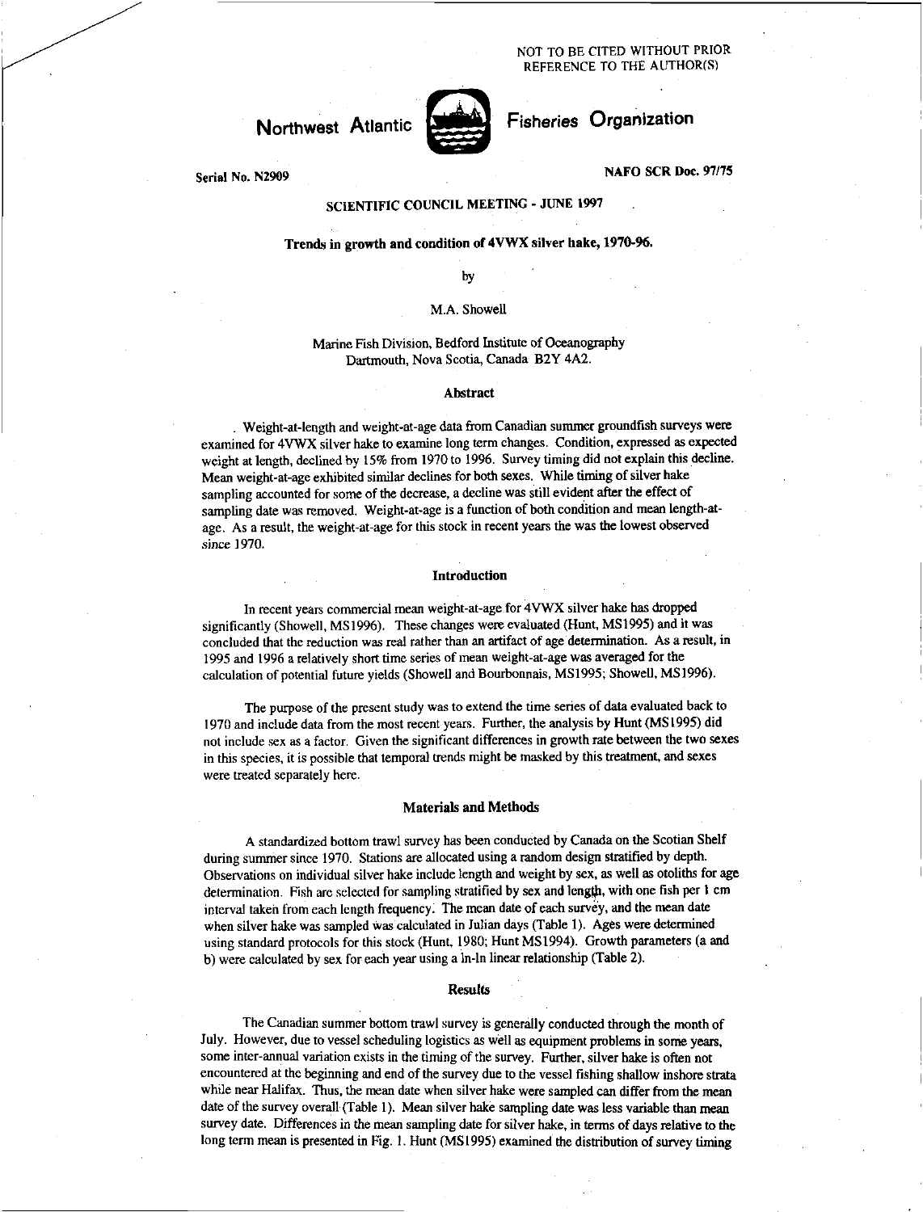NOT TO BE CITED WITHOUT PRIOR REFERENCE TO THE AUTHOR(S)

**Northwest Atlantic Fisheries Organization**

Serial No. N2909

NAFO SCR Doc. 97/75

## SCIENTIFIC COUNCIL MEETING - JUNE 1997

### Trends in growth and condition of 4VWX silver hake, 1970-96.

by

M.A. Showell

Marine Fish Division, Bedford Institute of Oceanography
Dartmouth, Nova Scotia, Canada B2Y 4A2.

### Abstract

. Weight-at-length and weight-at-age data from Canadian summer groundfish surveys were examined for 4VWX silver hake to examine long term changes. Condition, expressed as expected weight at length, declined by 15% from 1970 to 1996. Survey timing did not explain this decline. Mean weight-at-age exhibited similar declines for both sexes. While timing of silver hake sampling accounted for some of the decrease, a decline was still evident after the effect of sampling date was removed. Weight-at-age is a function of both condition and mean length-at-age. As a result, the weight-at-age for this stock in recent years the was the lowest observed since 1970.

### Introduction

In recent years commercial mean weight-at-age for 4VWX silver hake has dropped significantly (Showell, MS1996). These changes were evaluated (Hunt, MS1995) and it was concluded that the reduction was real rather than an artifact of age determination. As a result, in 1995 and 1996 a relatively short time series of mean weight-at-age was averaged for the calculation of potential future yields (Showell and Bourbonnais, MS1995; Showell, MS1996).

The purpose of the present study was to extend the time series of data evaluated back to 1970 and include data from the most recent years. Further, the analysis by Hunt (MS1995) did not include sex as a factor. Given the significant differences in growth rate between the two sexes in this species, it is possible that temporal trends might be masked by this treatment, and sexes were treated separately here.

### Materials and Methods

A standardized bottom trawl survey has been conducted by Canada on the Scotian Shelf during summer since 1970. Stations are allocated using a random design stratified by depth. Observations on individual silver hake include length and weight by sex, as well as otoliths for age determination. Fish are selected for sampling stratified by sex and length, with one fish per 1 cm interval taken from each length frequency. The mean date of each survey, and the mean date when silver hake was sampled was calculated in Julian days (Table 1). Ages were determined using standard protocols for this stock (Hunt, 1980; Hunt MS1994). Growth parameters (a and b) were calculated by sex for each year using a ln-ln linear relationship (Table 2).

### Results

The Canadian summer bottom trawl survey is generally conducted through the month of July. However, due to vessel scheduling logistics as well as equipment problems in some years, some inter-annual variation exists in the timing of the survey. Further, silver hake is often not encountered at the beginning and end of the survey due to the vessel fishing shallow inshore strata while near Halifax. Thus, the mean date when silver hake were sampled can differ from the mean date of the survey overall (Table 1). Mean silver hake sampling date was less variable than mean survey date. Differences in the mean sampling date for silver hake, in terms of days relative to the long term mean is presented in Fig. 1. Hunt (MS1995) examined the distribution of survey timing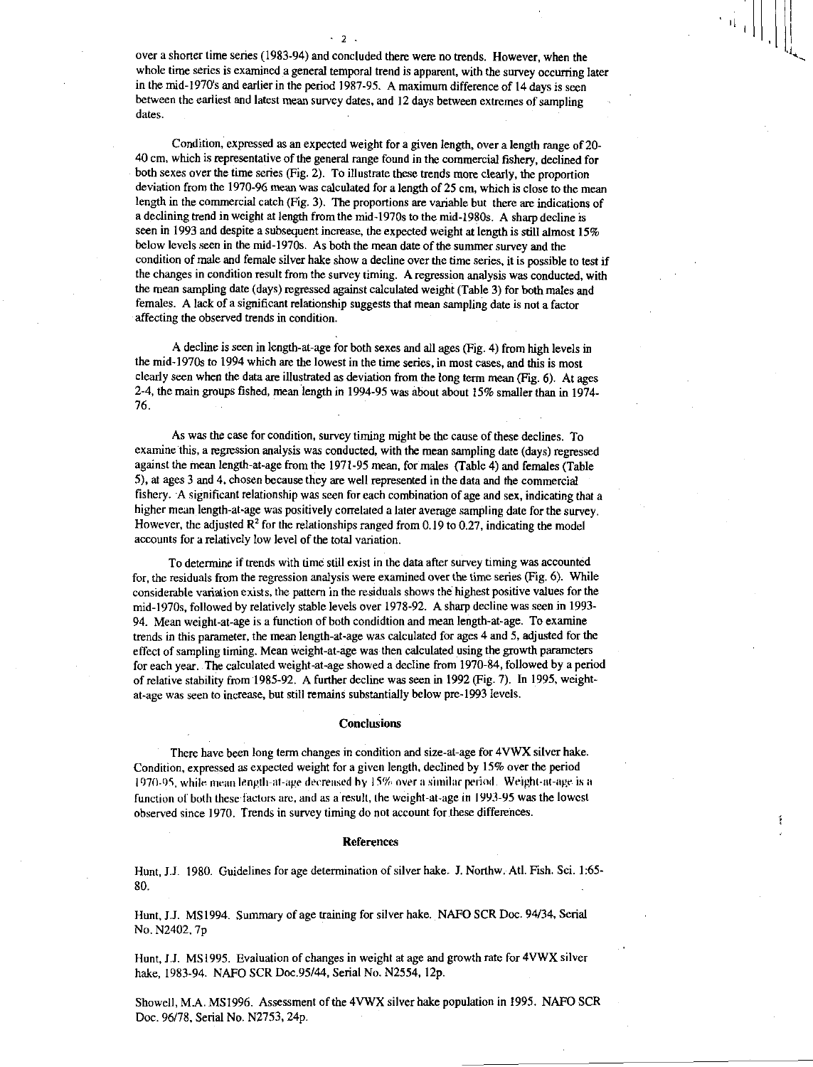over a shorter time series (1983-94) and concluded there were no trends. However, when the whole time series is examined a general temporal trend is apparent, with the survey occurring later in the mid-1970's and earlier in the period 1987-95. A maximum difference of 14 days is seen between the earliest and latest mean survey dates, and 12 days between extremes of sampling dates.

Condition, expressed as an expected weight for a given length, over a length range of 20-40 cm, which is representative of the general range found in the commercial fishery, declined for both sexes over the time series (Fig. 2). To illustrate these trends more clearly, the proportion deviation from the 1970-96 mean was calculated for a length of 25 cm, which is close to the mean length in the commercial catch (Fig. 3). The proportions are variable but there are indications of a declining trend in weight at length from the mid-1970s to the mid-1980s. A sharp decline is seen in 1993 and despite a subsequent increase, the expected weight at length is still almost 15% below levels seen in the mid-1970s. As both the mean date of the summer survey and the condition of male and female silver hake show a decline over the time series, it is possible to test if the changes in condition result from the survey timing. A regression analysis was conducted, with the mean sampling date (days) regressed against calculated weight (Table 3) for both males and females. A lack of a significant relationship suggests that mean sampling date is not a factor affecting the observed trends in condition.

A decline is seen in length-at-age for both sexes and all ages (Fig. 4) from high levels in the mid-1970s to 1994 which are the lowest in the time series, in most cases, and this is most clearly seen when the data are illustrated as deviation from the long term mean (Fig. 6). At ages 2-4, the main groups fished, mean length in 1994-95 was about about 15% smaller than in 1974-76.

As was the case for condition, survey timing might be the cause of these declines. To examine this, a regression analysis was conducted, with the mean sampling date (days) regressed against the mean length-at-age from the 1971-95 mean, for males (Table 4) and females (Table 5), at ages 3 and 4, chosen because they are well represented in the data and the commercial fishery. A significant relationship was seen for each combination of age and sex, indicating that a higher mean length-at-age was positively correlated a later average sampling date for the survey. However, the adjusted $R^2$ for the relationships ranged from 0.19 to 0.27, indicating the model accounts for a relatively low level of the total variation.

To determine if trends with time still exist in the data after survey timing was accounted for, the residuals from the regression analysis were examined over the time series (Fig. 6). While considerable variation exists, the pattern in the residuals shows the highest positive values for the mid-1970s, followed by relatively stable levels over 1978-92. A sharp decline was seen in 1993-94. Mean weight-at-age is a function of both condidtion and mean length-at-age. To examine trends in this parameter, the mean length-at-age was calculated for ages 4 and 5, adjusted for the effect of sampling timing. Mean weight-at-age was then calculated using the growth parameters for each year. The calculated weight-at-age showed a decline from 1970-84, followed by a period of relative stability from 1985-92. A further decline was seen in 1992 (Fig. 7). In 1995, weight-at-age was seen to increase, but still remains substantially below pre-1993 levels.

## Conclusions

There have been long term changes in condition and size-at-age for 4VWX silver hake. Condition, expressed as expected weight for a given length, declined by 15% over the period 1970-95, while mean length-at-age decreased by 15% over a similar period. Weight-at-age is a function of both these factors are, and as a result, the weight-at-age in 1993-95 was the lowest observed since 1970. Trends in survey timing do not account for these differences.

## References

Hunt, J.J. 1980. Guidelines for age determination of silver hake. J. Northw. Atl. Fish. Sci. 1:65-80.

Hunt, J.J. MS1994. Summary of age training for silver hake. NAFO SCR Doc. 94/34, Serial No. N2402, 7p

Hunt, J.J. MS1995. Evaluation of changes in weight at age and growth rate for 4VWX silver hake, 1983-94. NAFO SCR Doc.95/44, Serial No. N2554, 12p.

Showell, M.A. MS1996. Assessment of the 4VWX silver hake population in 1995. NAFO SCR Doc. 96/78, Serial No. N2753, 24p.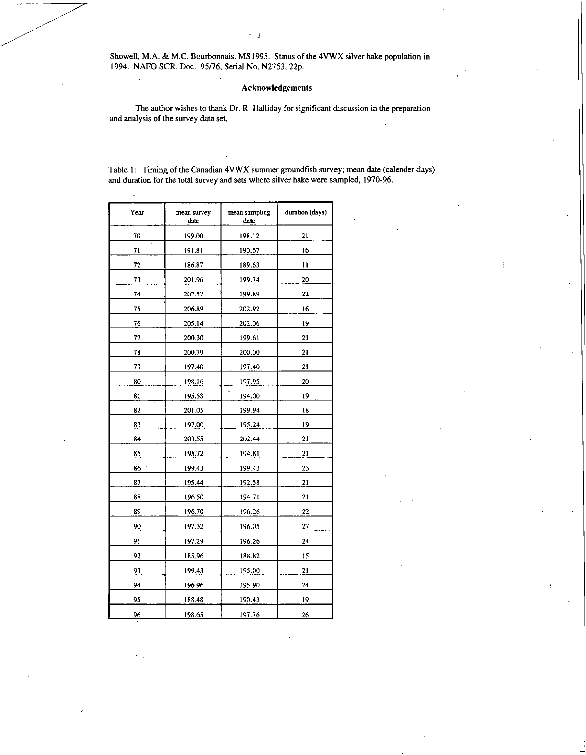Showell, M.A. & M.C. Bourbonnais. MS1995. Status of the 4VWX silver hake population in 1994. NAFO SCR. Doc. 95/76, Serial No. N2753, 22p.

### Acknowledgements

The author wishes to thank Dr. R. Halliday for significant discussion in the preparation and analysis of the survey data set.

Table 1: Timing of the Canadian 4VWX summer groundfish survey; mean date (calender days) and duration for the total survey and sets where silver hake were sampled, 1970-96.

| Year | mean survey date | mean sampling date | duration (days) |
|---|---|---|---|
| 70 | 199.00 | 198.12 | 21 |
| 71 | 191.81 | 190.67 | 16 |
| 72 | 186.87 | 189.63 | 11 |
| 73 | 201.96 | 199.74 | 20 |
| 74 | 202.57 | 199.89 | 22 |
| 75 | 206.89 | 202.92 | 16 |
| 76 | 205.14 | 202.06 | 19 |
| 77 | 200.30 | 199.61 | 21 |
| 78 | 200.79 | 200.00 | 21 |
| 79 | 197.40 | 197.40 | 21 |
| 80 | 198.16 | 197.95 | 20 |
| 81 | 195.58 | 194.00 | 19 |
| 82 | 201.05 | 199.94 | 18 |
| 83 | 197.00 | 195.24 | 19 |
| 84 | 203.55 | 202.44 | 21 |
| 85 | 195.72 | 194.81 | 21 |
| 86 | 199.43 | 199.43 | 23 |
| 87 | 195.44 | 192.58 | 21 |
| 88 | 196.50 | 194.71 | 21 |
| 89 | 196.70 | 196.26 | 22 |
| 90 | 197.32 | 196.05 | 27 |
| 91 | 197.29 | 196.26 | 24 |
| 92 | 185.96 | 188.82 | 15 |
| 93 | 199.43 | 195.00 | 21 |
| 94 | 196.96 | 195.90 | 24 |
| 95 | 188.48 | 190.43 | 19 |
| 96 | 198.65 | 197.76 | 26 |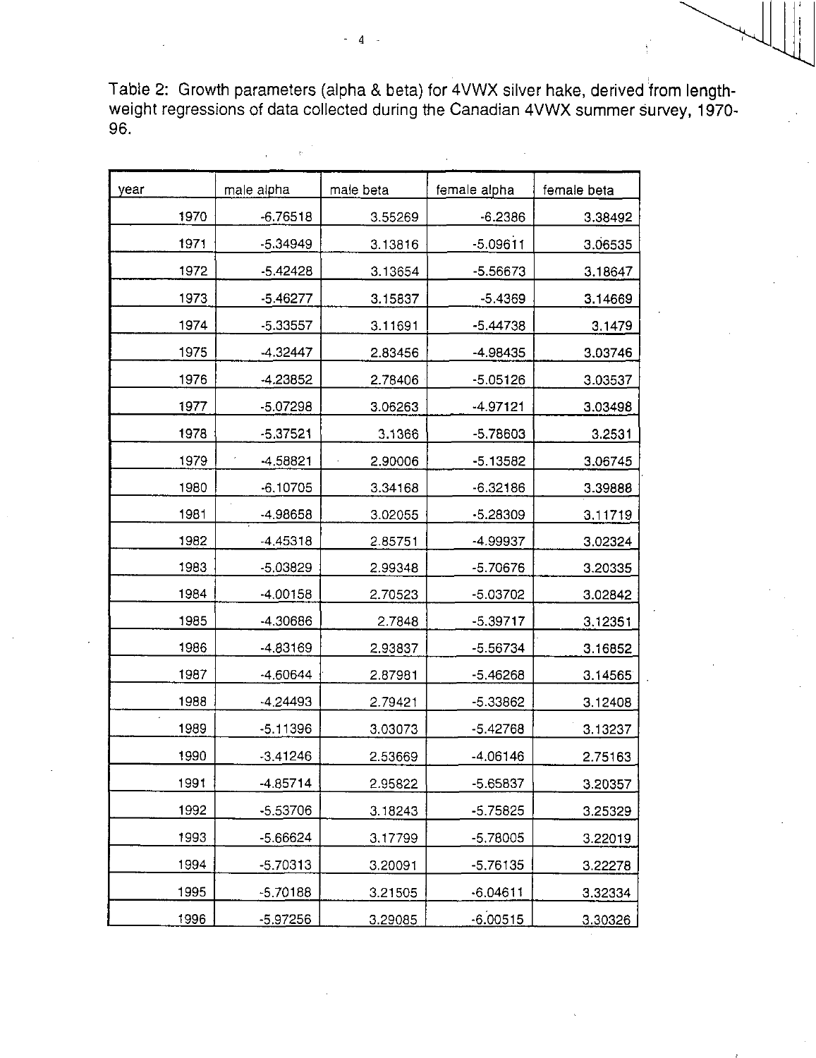Table 2: Growth parameters (alpha & beta) for 4VWX silver hake, derived from length-weight regressions of data collected during the Canadian 4VWX summer survey, 1970-96.

| year | male alpha | male beta | female alpha | female beta |
|---|---|---|---|---|
| 1970 | -6.76518 | 3.55269 | -6.2386 | 3.38492 |
| 1971 | -5.34949 | 3.13816 | -5.09611 | 3.06535 |
| 1972 | -5.42428 | 3.13654 | -5.56673 | 3.18647 |
| 1973 | -5.46277 | 3.15837 | -5.4369 | 3.14669 |
| 1974 | -5.33557 | 3.11691 | -5.44738 | 3.1479 |
| 1975 | -4.32447 | 2.83456 | -4.98435 | 3.03746 |
| 1976 | -4.23852 | 2.78406 | -5.05126 | 3.03537 |
| 1977 | -5.07298 | 3.06263 | -4.97121 | 3.03498 |
| 1978 | -5.37521 | 3.1366 | -5.78603 | 3.2531 |
| 1979 | -4.58821 | 2.90006 | -5.13582 | 3.06745 |
| 1980 | -6.10705 | 3.34168 | -6.32186 | 3.39888 |
| 1981 | -4.98658 | 3.02055 | -5.28309 | 3.11719 |
| 1982 | -4.45318 | 2.85751 | -4.99937 | 3.02324 |
| 1983 | -5.03829 | 2.99348 | -5.70676 | 3.20335 |
| 1984 | -4.00158 | 2.70523 | -5.03702 | 3.02842 |
| 1985 | -4.30686 | 2.7848 | -5.39717 | 3.12351 |
| 1986 | -4.83169 | 2.93837 | -5.56734 | 3.16852 |
| 1987 | -4.60644 | 2.87981 | -5.46268 | 3.14565 |
| 1988 | -4.24493 | 2.79421 | -5.33862 | 3.12408 |
| 1989 | -5.11396 | 3.03073 | -5.42768 | 3.13237 |
| 1990 | -3.41246 | 2.53669 | -4.06146 | 2.75163 |
| 1991 | -4.85714 | 2.95822 | -5.65837 | 3.20357 |
| 1992 | -5.53706 | 3.18243 | -5.75825 | 3.25329 |
| 1993 | -5.66624 | 3.17799 | -5.78005 | 3.22019 |
| 1994 | -5.70313 | 3.20091 | -5.76135 | 3.22278 |
| 1995 | -5.70188 | 3.21505 | -6.04611 | 3.32334 |
| 1996 | -5.97256 | 3.29085 | -6.00515 | 3.30326 |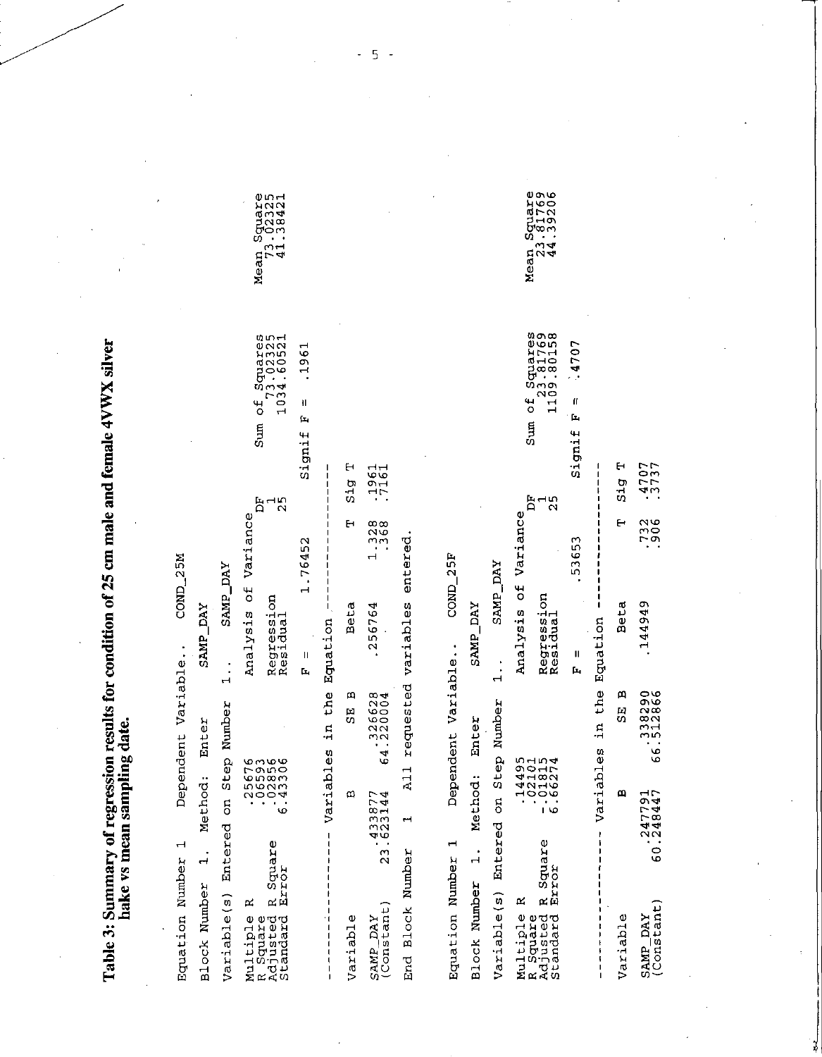**Table 3: Summary of regression results for condition of 25 cm male and female 4VWX silver hake vs mean sampling date.**

```
Equation Number 1    Dependent Variable..   COND_25M

Block Number  1.  Method:  Enter      SAMP_DAY

Variable(s) Entered on Step Number   1..    SAMP_DAY

Multiple R           .25676          Analysis of Variance
R Square             .06593                          DF      Sum of Squares      Mean Square
Adjusted R Square    .02856          Regression       1            73.02325         73.02325
Standard Error      6.43306          Residual        25          1034.60521         41.38421

                                     F =      1.76452       Signif F =  .1961

------------------ Variables in the Equation ------------------

Variable              B        SE B       Beta         T  Sig T

SAMP_DAY          .433877    .326628    .256764    1.328  .1961
(Constant)      23.623144  64.220004                .368  .7161

End Block Number   1   All requested variables entered.


Equation Number 1    Dependent Variable..   COND_25F

Block Number  1.  Method:  Enter      SAMP_DAY

Variable(s) Entered on Step Number   1..    SAMP_DAY

Multiple R           .14495          Analysis of Variance
R Square             .02101                          DF      Sum of Squares      Mean Square
Adjusted R Square   -.01815          Regression       1            23.81769         23.81769
Standard Error      6.66274          Residual        25          1109.80158         44.39206

                                     F =       .53653       Signif F =  .4707

------------------ Variables in the Equation ------------------

Variable              B        SE B       Beta         T  Sig T

SAMP_DAY          .247791    .338290    .144949     .732  .4707
(Constant)      60.248447  66.512866                .906  .3737
```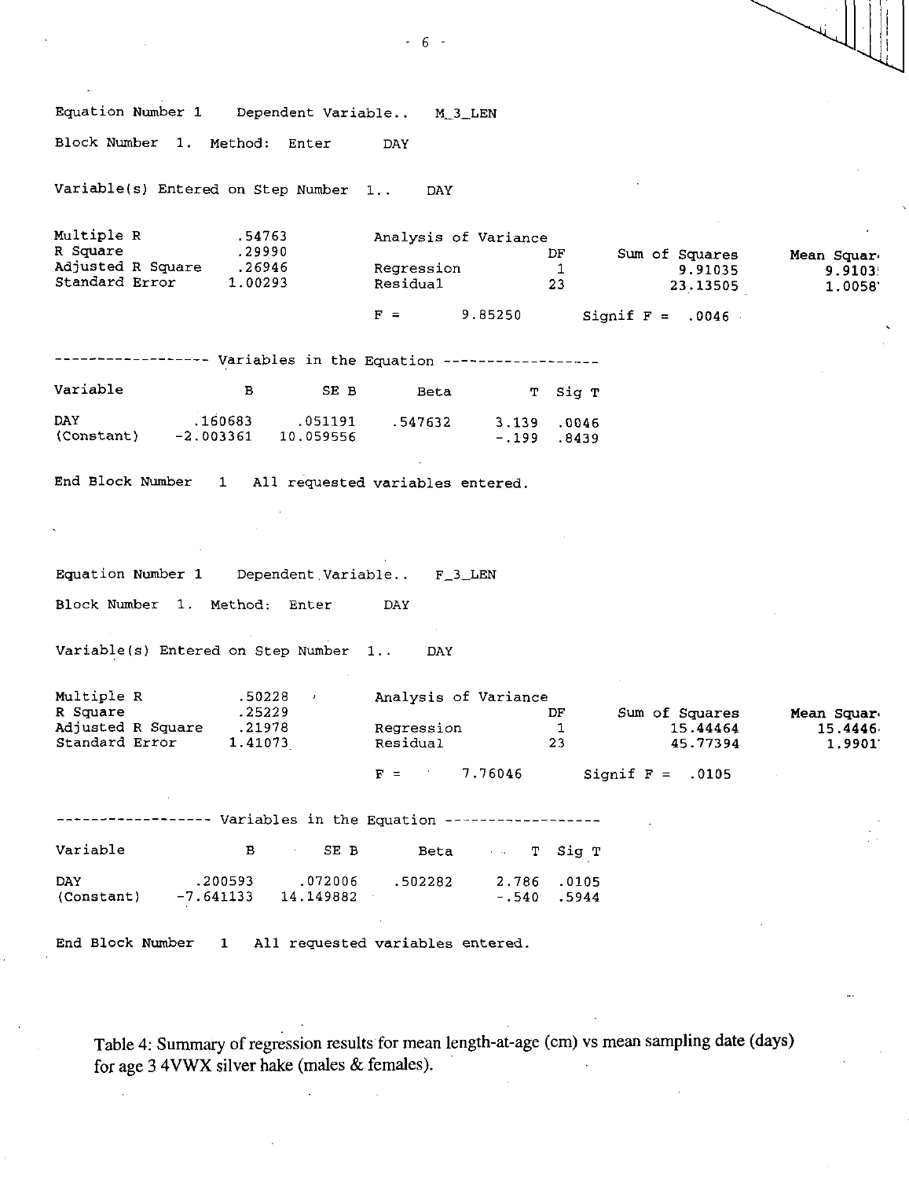Equation Number 1 Dependent Variable.. M_3_LEN

Block Number 1. Method: Enter DAY

Variable(s) Entered on Step Number 1.. DAY

| | | Analysis of Variance | DF | Sum of Squares | Mean Square |
|---|---|---|---|---|---|
| Multiple R | .54763 | | | | |
| R Square | .29990 | Regression | 1 | 9.91035 | 9.91035 |
| Adjusted R Square | .26946 | Residual | 23 | 23.13505 | 1.00587 |
| Standard Error | 1.00293 | | | | |

F = 9.85250 Signif F = .0046

------------------ Variables in the Equation ------------------

| Variable | B | SE B | Beta | T | Sig T |
|---|---|---|---|---|---|
| DAY | .160683 | .051191 | .547632 | 3.139 | .0046 |
| (Constant) | -2.003361 | 10.059556 | | -.199 | .8439 |

End Block Number 1 All requested variables entered.

Equation Number 1 Dependent Variable.. F_3_LEN

Block Number 1. Method: Enter DAY

Variable(s) Entered on Step Number 1.. DAY

| | | Analysis of Variance | DF | Sum of Squares | Mean Square |
|---|---|---|---|---|---|
| Multiple R | .50228 | | | | |
| R Square | .25229 | Regression | 1 | 15.44464 | 15.44464 |
| Adjusted R Square | .21978 | Residual | 23 | 45.77394 | 1.99017 |
| Standard Error | 1.41073 | | | | |

F = 7.76046 Signif F = .0105

------------------ Variables in the Equation ------------------

| Variable | B | SE B | Beta | T | Sig T |
|---|---|---|---|---|---|
| DAY | .200593 | .072006 | .502282 | 2.786 | .0105 |
| (Constant) | -7.641133 | 14.149882 | | -.540 | .5944 |

End Block Number 1 All requested variables entered.

Table 4: Summary of regression results for mean length-at-age (cm) vs mean sampling date (days) for age 3 4VWX silver hake (males & females).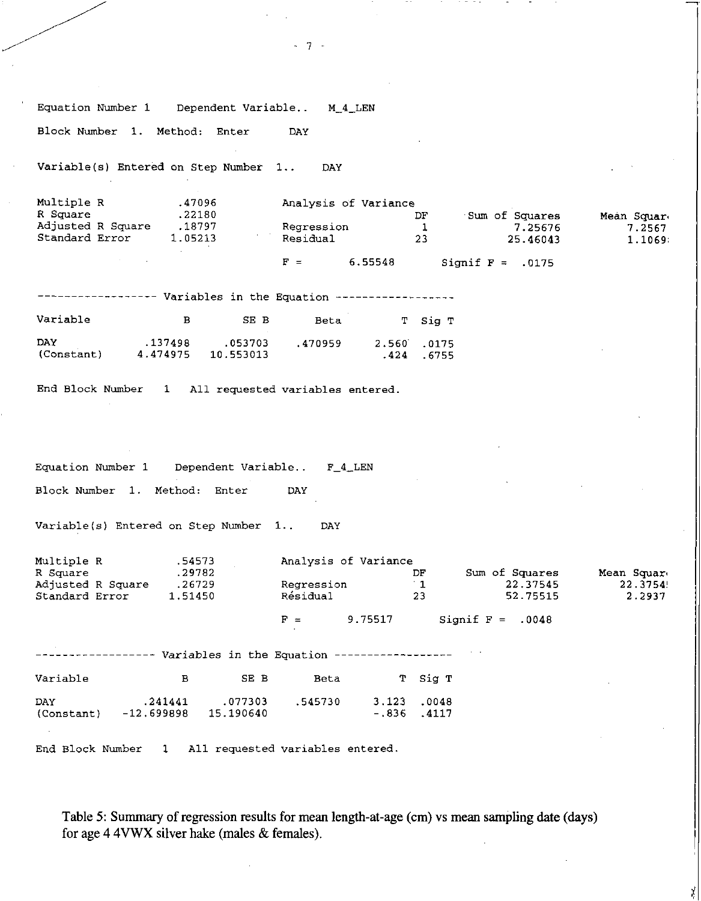Equation Number 1 Dependent Variable.. M_4_LEN

Block Number 1. Method: Enter DAY

Variable(s) Entered on Step Number 1.. DAY

| | | | Analysis of Variance | | | |
|---|---|---|---|---|---|---|
| Multiple R | .47096 | | | DF | Sum of Squares | Mean Squar |
| R Square | .22180 | | Regression | 1 | 7.25676 | 7.2567 |
| Adjusted R Square | .18797 | | Residual | 23 | 25.46043 | 1.1069 |
| Standard Error | 1.05213 | | | | | |

F = 6.55548 Signif F = .0175

------------------ Variables in the Equation ------------------

| Variable | B | SE B | Beta | T | Sig T |
|---|---|---|---|---|---|
| DAY | .137498 | .053703 | .470959 | 2.560 | .0175 |
| (Constant) | 4.474975 | 10.553013 | | .424 | .6755 |

End Block Number 1 All requested variables entered.

Equation Number 1 Dependent Variable.. F_4_LEN

Block Number 1. Method: Enter DAY

Variable(s) Entered on Step Number 1.. DAY

| | | | Analysis of Variance | | | |
|---|---|---|---|---|---|---|
| Multiple R | .54573 | | | DF | Sum of Squares | Mean Squar |
| R Square | .29782 | | Regression | 1 | 22.37545 | 22.3754 |
| Adjusted R Square | .26729 | | Résidual | 23 | 52.75515 | 2.2937 |
| Standard Error | 1.51450 | | | | | |

F = 9.75517 Signif F = .0048

------------------ Variables in the Equation ------------------

| Variable | B | SE B | Beta | T | Sig T |
|---|---|---|---|---|---|
| DAY | .241441 | .077303 | .545730 | 3.123 | .0048 |
| (Constant) | -12.699898 | 15.190640 | | -.836 | .4117 |

End Block Number 1 All requested variables entered.

Table 5: Summary of regression results for mean length-at-age (cm) vs mean sampling date (days) for age 4 4VWX silver hake (males & females).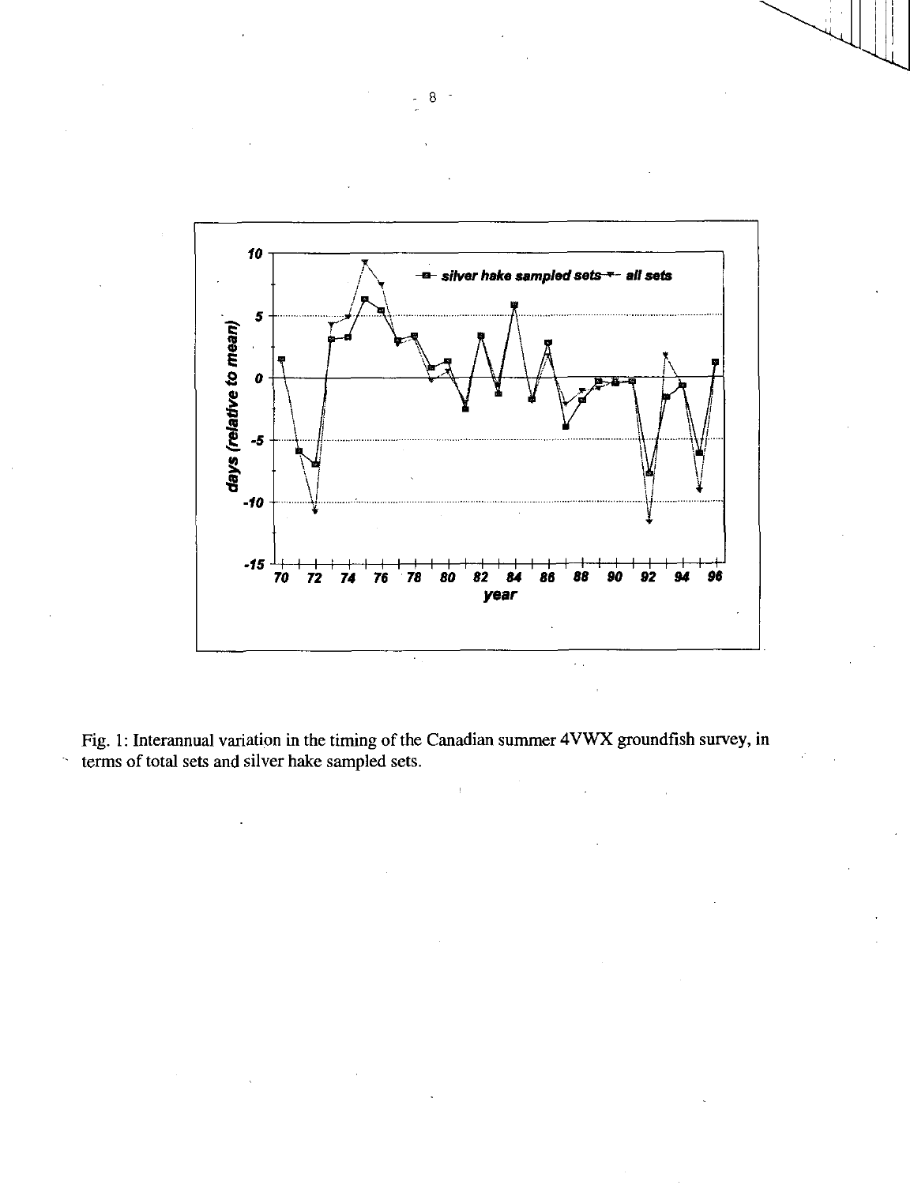Fig. 1: Interannual variation in the timing of the Canadian summer 4VWX groundfish survey, in terms of total sets and silver hake sampled sets.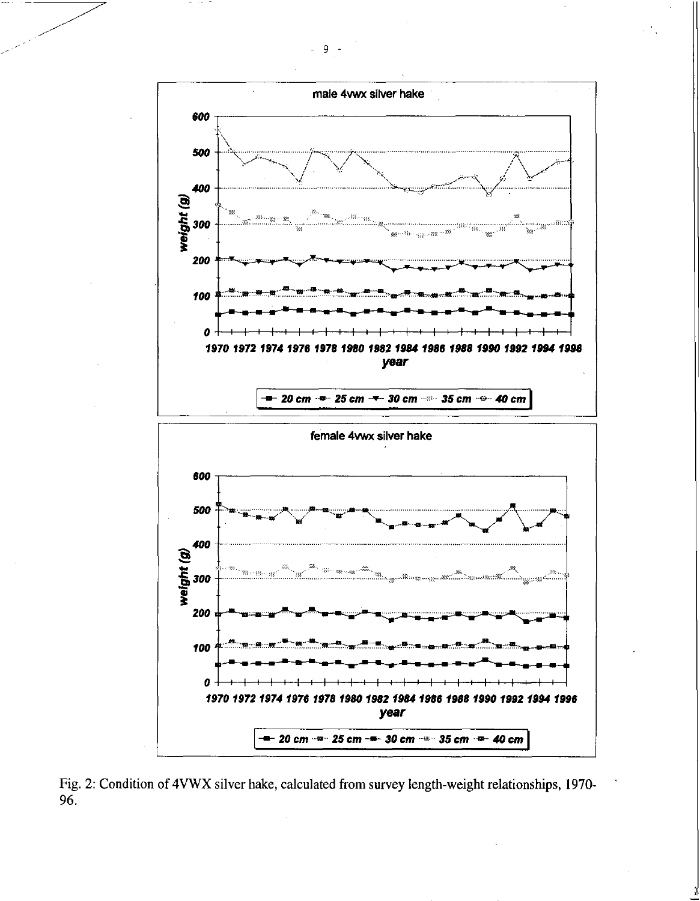male 4vwx silver hake

weight (g)

year

20 cm   25 cm   30 cm   35 cm   40 cm

female 4vwx silver hake

weight (g)

year

20 cm   25 cm   30 cm   35 cm   40 cm

Fig. 2: Condition of 4VWX silver hake, calculated from survey length-weight relationships, 1970-96.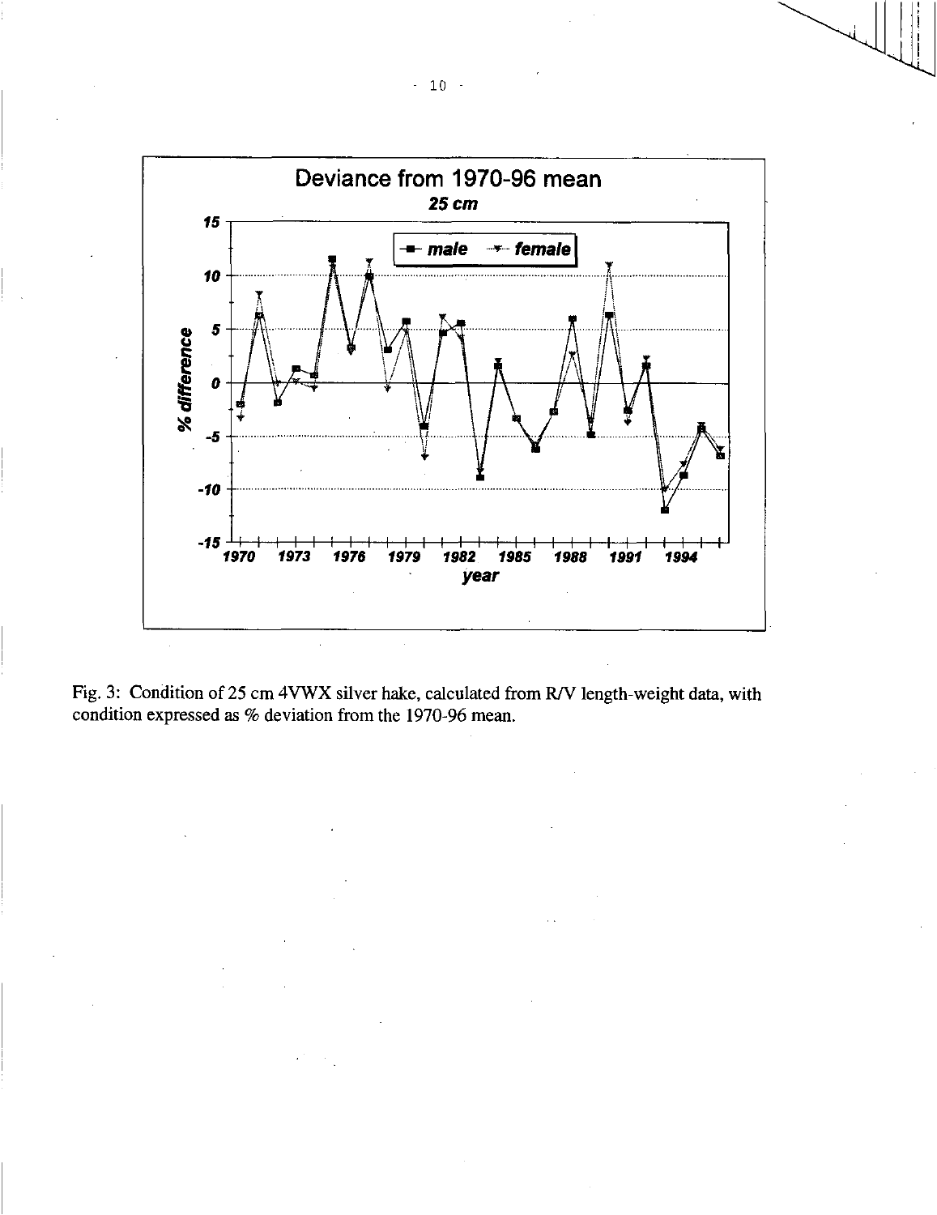Fig. 3: Condition of 25 cm 4VWX silver hake, calculated from R/V length-weight data, with condition expressed as % deviation from the 1970-96 mean.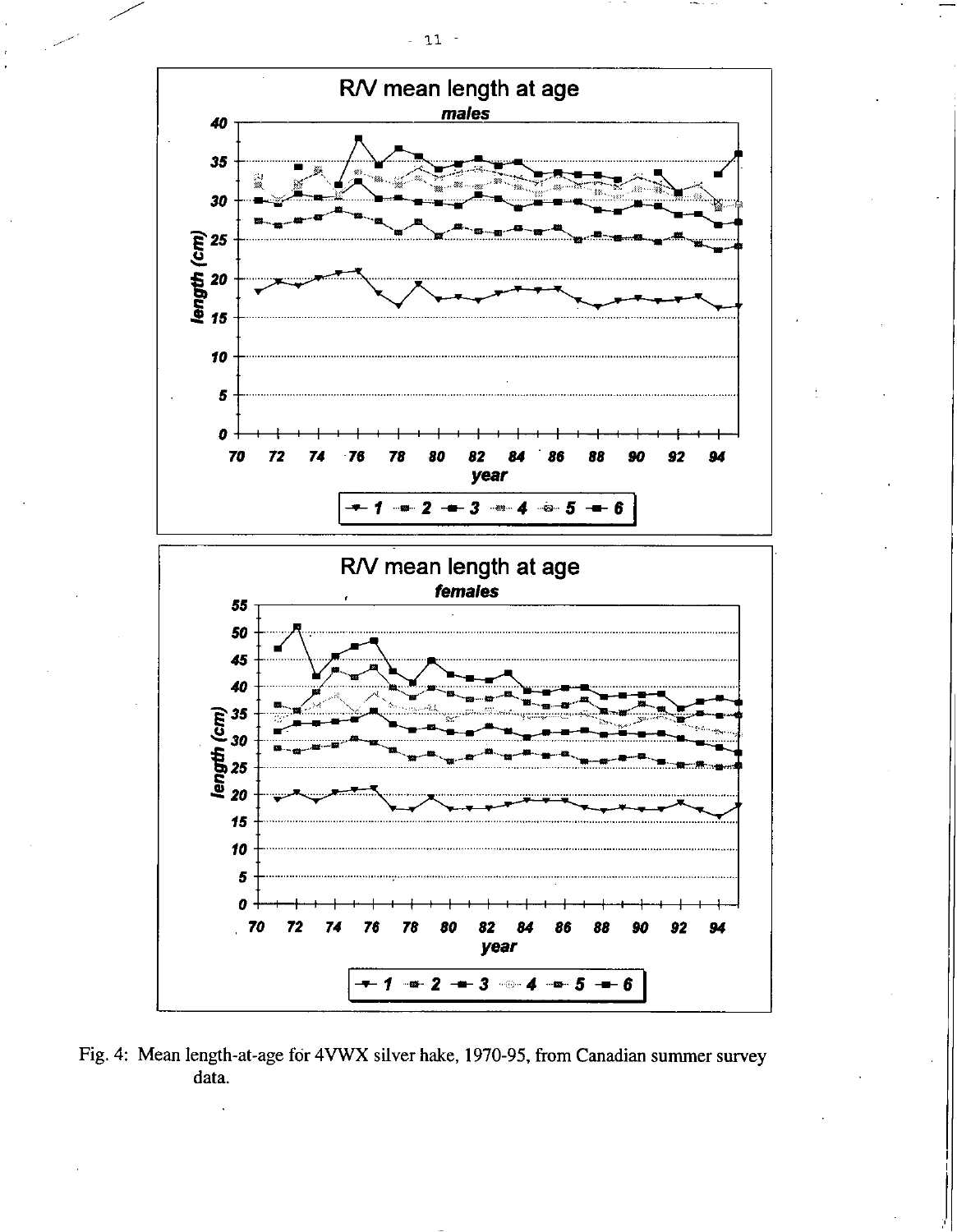Fig. 4: Mean length-at-age for 4VWX silver hake, 1970-95, from Canadian summer survey data.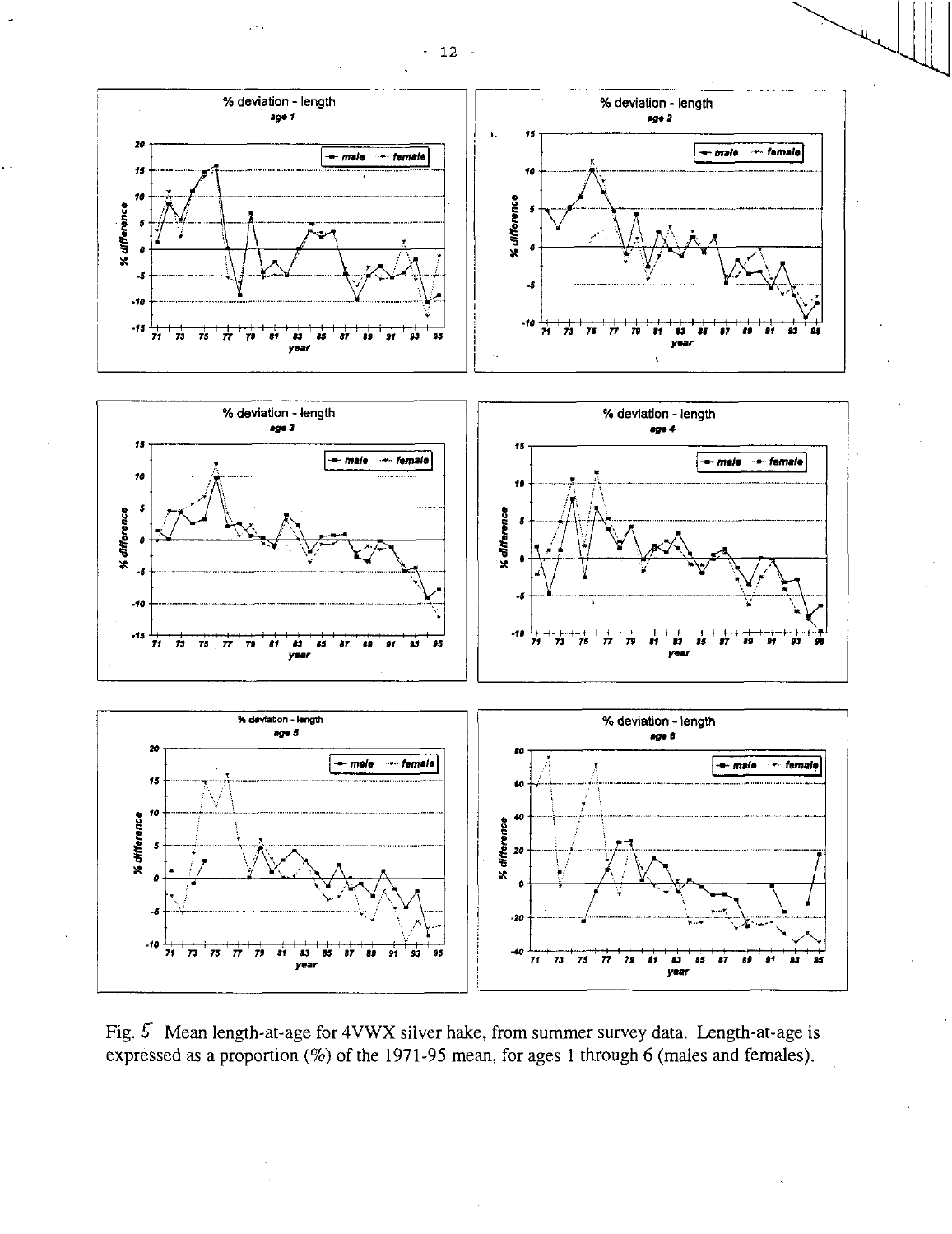Fig. 5 Mean length-at-age for 4VWX silver hake, from summer survey data. Length-at-age is expressed as a proportion (%) of the 1971-95 mean, for ages 1 through 6 (males and females).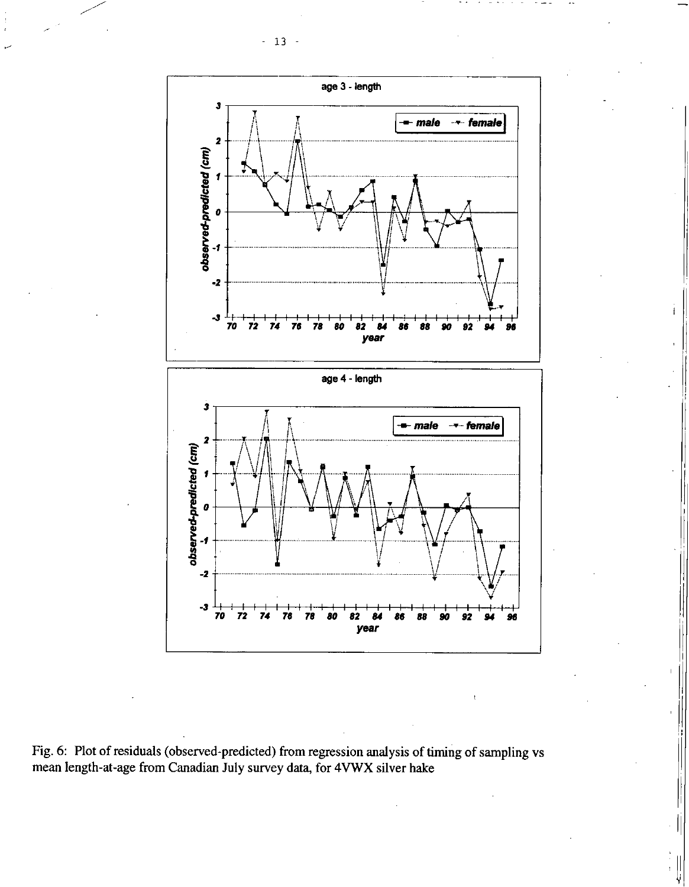Fig. 6: Plot of residuals (observed-predicted) from regression analysis of timing of sampling vs mean length-at-age from Canadian July survey data, for 4VWX silver hake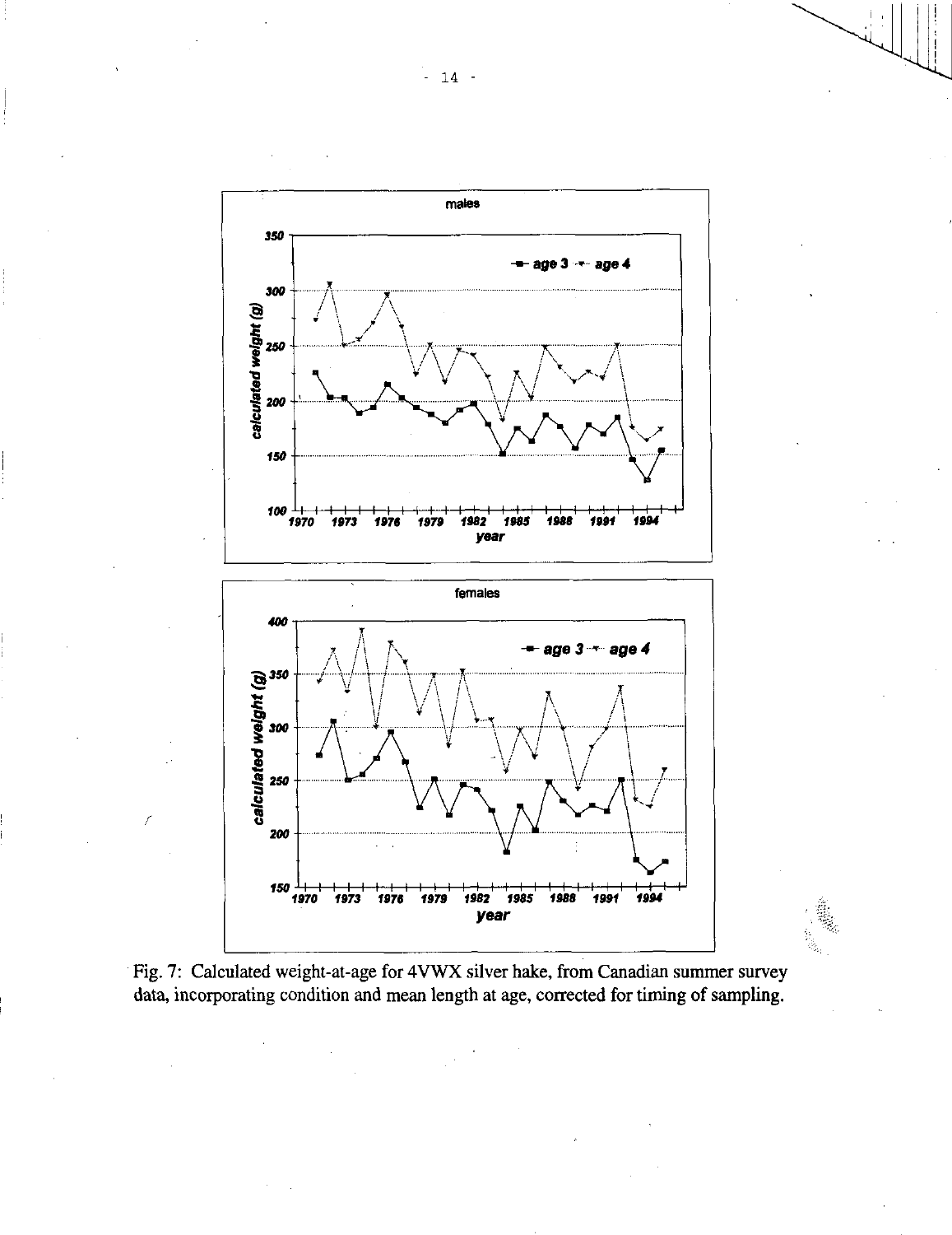males

350

300

250

200

150

100

calculated weight (g)

age 3 age 4

1970 1973 1976 1979 1982 1985 1988 1991 1994

year

females

400

350

300

250

200

150

calculated weight (g)

age 3 age 4

1970 1973 1976 1979 1982 1985 1988 1991 1994

year

Fig. 7: Calculated weight-at-age for 4VWX silver hake, from Canadian summer survey data, incorporating condition and mean length at age, corrected for timing of sampling.